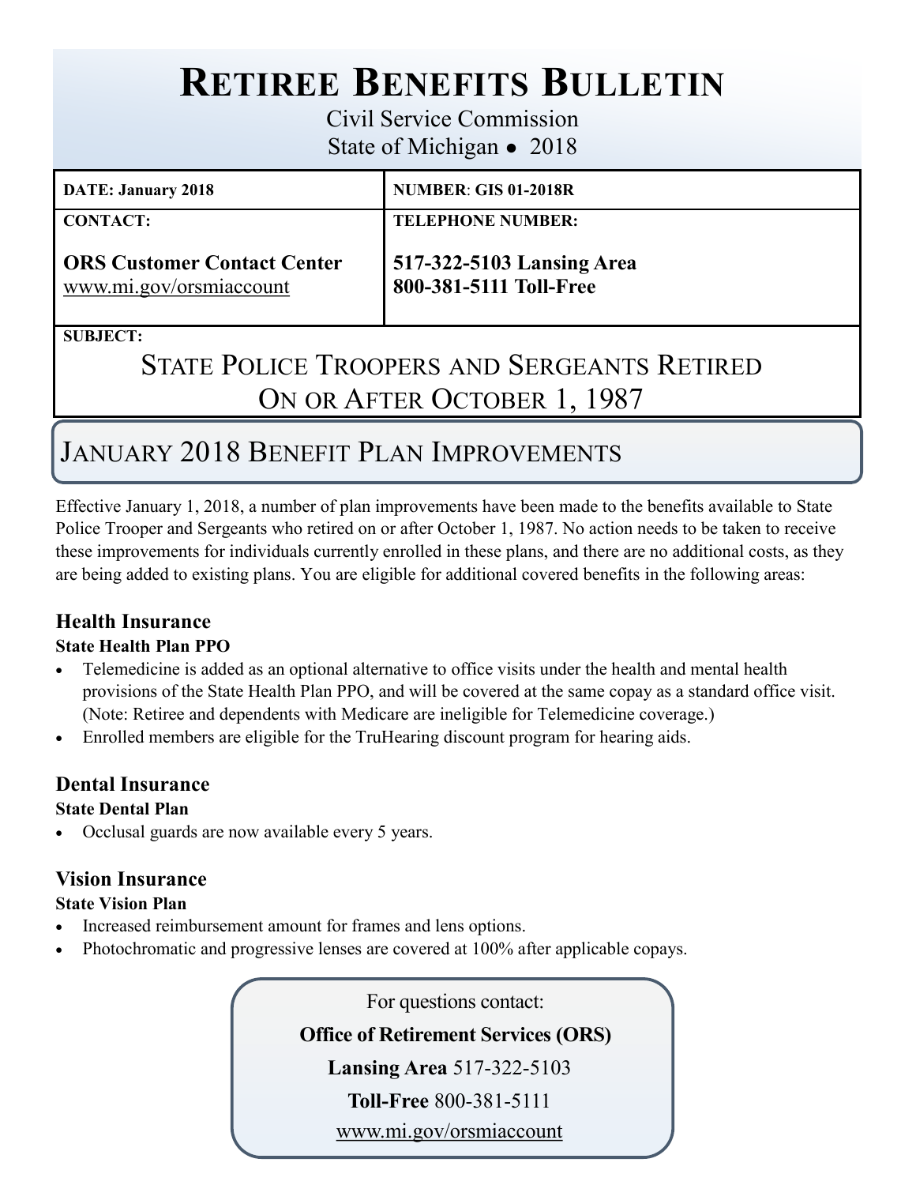# Retiree Benefits Bulletin

Civil Service Commission

State of Michigan • 2018

| DATE: January 2018 | NUMBER: GIS 01-2018R |
|---|---|
| CONTACT:<br><br>**ORS Customer Contact Center**<br>www.mi.gov/orsmiaccount | TELEPHONE NUMBER:<br><br>**517-322-5103 Lansing Area**<br>**800-381-5111 Toll-Free** |

**SUBJECT:**

## State Police Troopers and Sergeants Retired On or After October 1, 1987

## January 2018 Benefit Plan Improvements

Effective January 1, 2018, a number of plan improvements have been made to the benefits available to State Police Trooper and Sergeants who retired on or after October 1, 1987. No action needs to be taken to receive these improvements for individuals currently enrolled in these plans, and there are no additional costs, as they are being added to existing plans. You are eligible for additional covered benefits in the following areas:

### Health Insurance

**State Health Plan PPO**

- Telemedicine is added as an optional alternative to office visits under the health and mental health provisions of the State Health Plan PPO, and will be covered at the same copay as a standard office visit. (Note: Retiree and dependents with Medicare are ineligible for Telemedicine coverage.)
- Enrolled members are eligible for the TruHearing discount program for hearing aids.

### Dental Insurance

**State Dental Plan**

- Occlusal guards are now available every 5 years.

### Vision Insurance

**State Vision Plan**

- Increased reimbursement amount for frames and lens options.
- Photochromatic and progressive lenses are covered at 100% after applicable copays.

For questions contact:

**Office of Retirement Services (ORS)**

**Lansing Area** 517-322-5103

**Toll-Free** 800-381-5111

www.mi.gov/orsmiaccount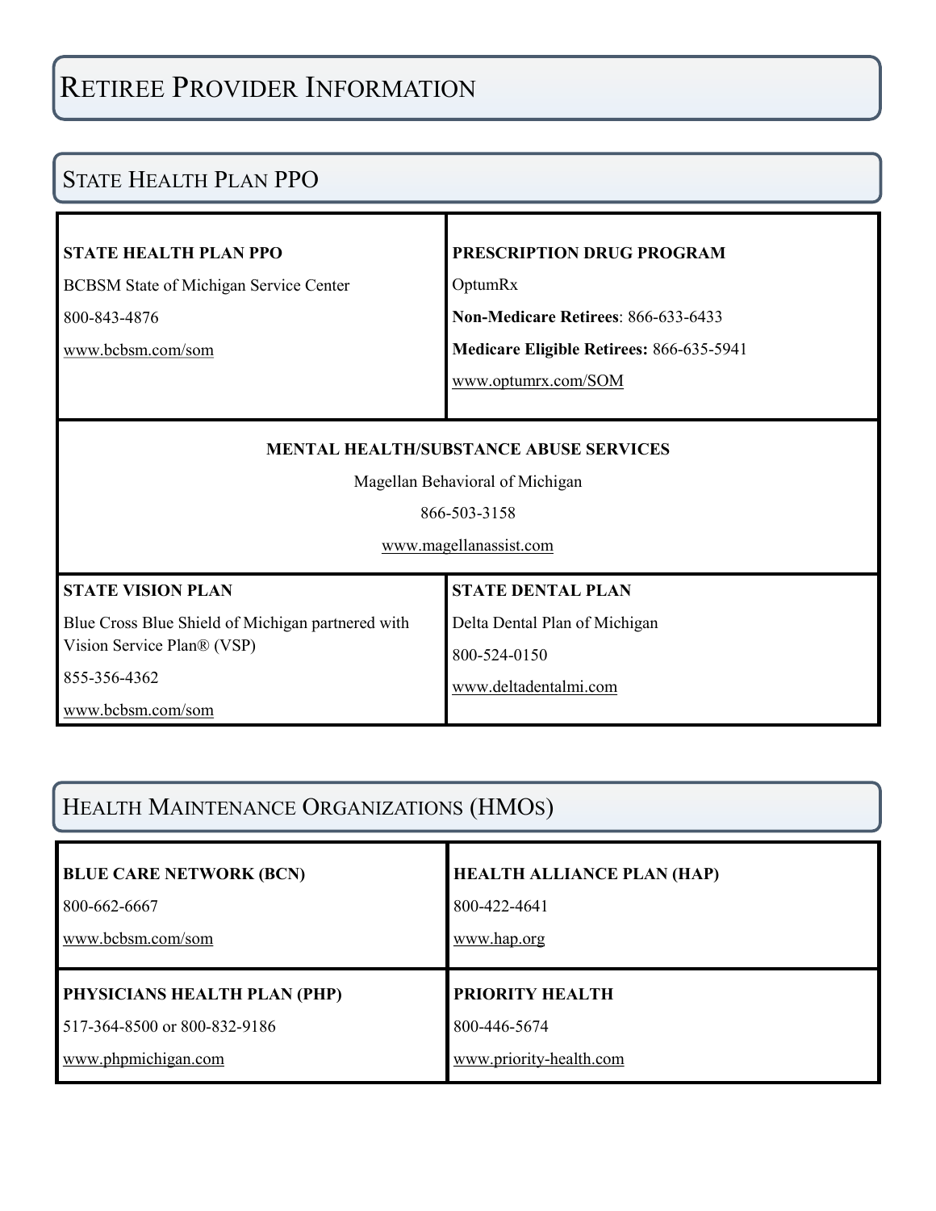# Retiree Provider Information

## State Health Plan PPO

| | |
|---|---|
| **STATE HEALTH PLAN PPO**<br>BCBSM State of Michigan Service Center<br>800-843-4876<br>www.bcbsm.com/som | **PRESCRIPTION DRUG PROGRAM**<br>OptumRx<br>**Non-Medicare Retirees**: 866-633-6433<br>**Medicare Eligible Retirees:** 866-635-5941<br>www.optumrx.com/SOM |
| **MENTAL HEALTH/SUBSTANCE ABUSE SERVICES**<br>Magellan Behavioral of Michigan<br>866-503-3158<br>www.magellanassist.com | |
| **STATE VISION PLAN**<br>Blue Cross Blue Shield of Michigan partnered with Vision Service Plan® (VSP)<br>855-356-4362<br>www.bcbsm.com/som | **STATE DENTAL PLAN**<br>Delta Dental Plan of Michigan<br>800-524-0150<br>www.deltadentalmi.com |

## Health Maintenance Organizations (HMOs)

| | |
|---|---|
| **BLUE CARE NETWORK (BCN)**<br>800-662-6667<br>www.bcbsm.com/som | **HEALTH ALLIANCE PLAN (HAP)**<br>800-422-4641<br>www.hap.org |
| **PHYSICIANS HEALTH PLAN (PHP)**<br>517-364-8500 or 800-832-9186<br>www.phpmichigan.com | **PRIORITY HEALTH**<br>800-446-5674<br>www.priority-health.com |